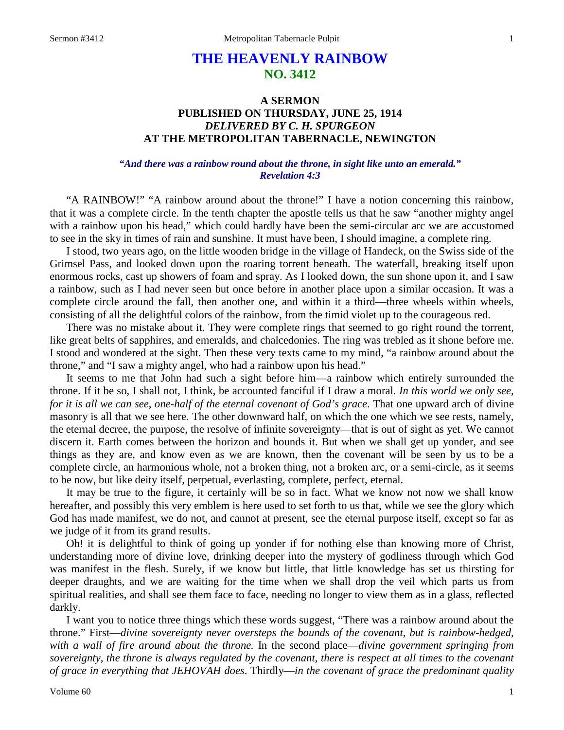# THE HEAVENLY RAINBOW
## NO. 3412

### A SERMON
### PUBLISHED ON THURSDAY, JUNE 25, 1914
### *DELIVERED BY C. H. SPURGEON*
### AT THE METROPOLITAN TABERNACLE, NEWINGTON

***"And there was a rainbow round about the throne, in sight like unto an emerald." Revelation 4:3***

"A RAINBOW!" "A rainbow around about the throne!" I have a notion concerning this rainbow, that it was a complete circle. In the tenth chapter the apostle tells us that he saw "another mighty angel with a rainbow upon his head," which could hardly have been the semi-circular arc we are accustomed to see in the sky in times of rain and sunshine. It must have been, I should imagine, a complete ring.

I stood, two years ago, on the little wooden bridge in the village of Handeck, on the Swiss side of the Grimsel Pass, and looked down upon the roaring torrent beneath. The waterfall, breaking itself upon enormous rocks, cast up showers of foam and spray. As I looked down, the sun shone upon it, and I saw a rainbow, such as I had never seen but once before in another place upon a similar occasion. It was a complete circle around the fall, then another one, and within it a third—three wheels within wheels, consisting of all the delightful colors of the rainbow, from the timid violet up to the courageous red.

There was no mistake about it. They were complete rings that seemed to go right round the torrent, like great belts of sapphires, and emeralds, and chalcedonies. The ring was trebled as it shone before me. I stood and wondered at the sight. Then these very texts came to my mind, "a rainbow around about the throne," and "I saw a mighty angel, who had a rainbow upon his head."

It seems to me that John had such a sight before him—a rainbow which entirely surrounded the throne. If it be so, I shall not, I think, be accounted fanciful if I draw a moral. *In this world we only see, for it is all we can see, one-half of the eternal covenant of God's grace*. That one upward arch of divine masonry is all that we see here. The other downward half, on which the one which we see rests, namely, the eternal decree, the purpose, the resolve of infinite sovereignty—that is out of sight as yet. We cannot discern it. Earth comes between the horizon and bounds it. But when we shall get up yonder, and see things as they are, and know even as we are known, then the covenant will be seen by us to be a complete circle, an harmonious whole, not a broken thing, not a broken arc, or a semi-circle, as it seems to be now, but like deity itself, perpetual, everlasting, complete, perfect, eternal.

It may be true to the figure, it certainly will be so in fact. What we know not now we shall know hereafter, and possibly this very emblem is here used to set forth to us that, while we see the glory which God has made manifest, we do not, and cannot at present, see the eternal purpose itself, except so far as we judge of it from its grand results.

Oh! it is delightful to think of going up yonder if for nothing else than knowing more of Christ, understanding more of divine love, drinking deeper into the mystery of godliness through which God was manifest in the flesh. Surely, if we know but little, that little knowledge has set us thirsting for deeper draughts, and we are waiting for the time when we shall drop the veil which parts us from spiritual realities, and shall see them face to face, needing no longer to view them as in a glass, reflected darkly.

I want you to notice three things which these words suggest, "There was a rainbow around about the throne." First—*divine sovereignty never oversteps the bounds of the covenant, but is rainbow-hedged, with a wall of fire around about the throne.* In the second place—*divine government springing from sovereignty, the throne is always regulated by the covenant, there is respect at all times to the covenant of grace in everything that JEHOVAH does*. Thirdly—*in the covenant of grace the predominant quality*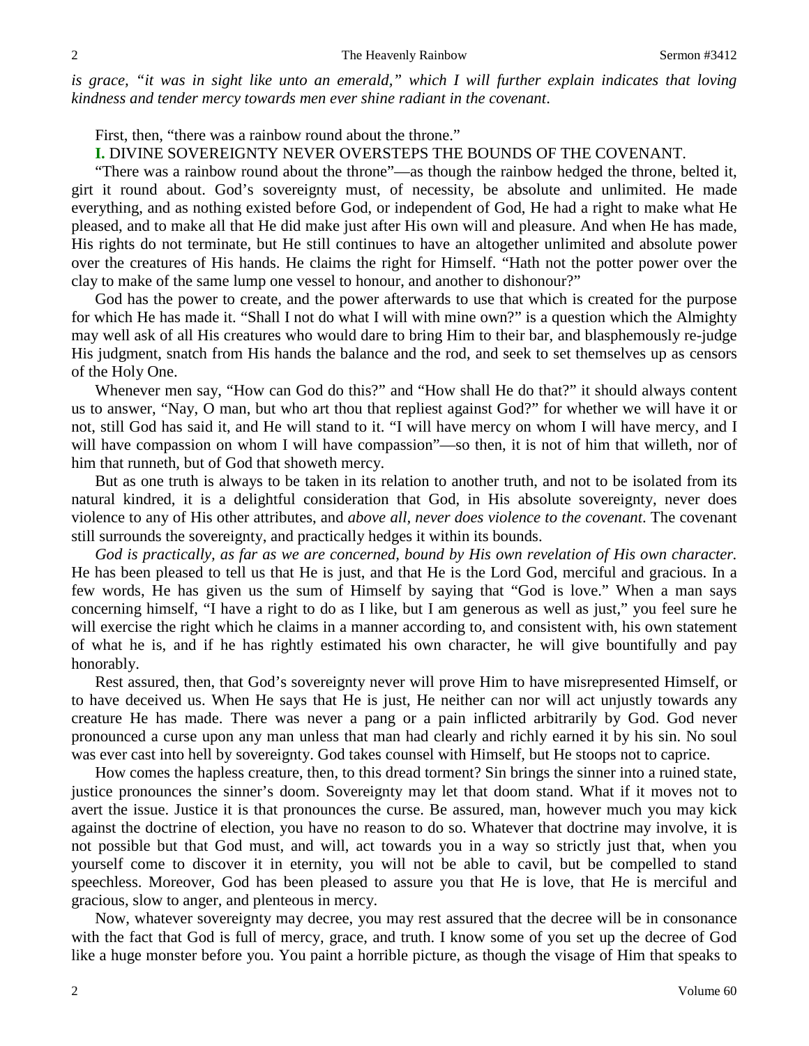*is grace, "it was in sight like unto an emerald," which I will further explain indicates that loving kindness and tender mercy towards men ever shine radiant in the covenant*.

First, then, "there was a rainbow round about the throne."

**I.** DIVINE SOVEREIGNTY NEVER OVERSTEPS THE BOUNDS OF THE COVENANT.

"There was a rainbow round about the throne"—as though the rainbow hedged the throne, belted it, girt it round about. God's sovereignty must, of necessity, be absolute and unlimited. He made everything, and as nothing existed before God, or independent of God, He had a right to make what He pleased, and to make all that He did make just after His own will and pleasure. And when He has made, His rights do not terminate, but He still continues to have an altogether unlimited and absolute power over the creatures of His hands. He claims the right for Himself. "Hath not the potter power over the clay to make of the same lump one vessel to honour, and another to dishonour?"

God has the power to create, and the power afterwards to use that which is created for the purpose for which He has made it. "Shall I not do what I will with mine own?" is a question which the Almighty may well ask of all His creatures who would dare to bring Him to their bar, and blasphemously re-judge His judgment, snatch from His hands the balance and the rod, and seek to set themselves up as censors of the Holy One.

Whenever men say, "How can God do this?" and "How shall He do that?" it should always content us to answer, "Nay, O man, but who art thou that repliest against God?" for whether we will have it or not, still God has said it, and He will stand to it. "I will have mercy on whom I will have mercy, and I will have compassion on whom I will have compassion"—so then, it is not of him that willeth, nor of him that runneth, but of God that showeth mercy.

But as one truth is always to be taken in its relation to another truth, and not to be isolated from its natural kindred, it is a delightful consideration that God, in His absolute sovereignty, never does violence to any of His other attributes, and *above all, never does violence to the covenant*. The covenant still surrounds the sovereignty, and practically hedges it within its bounds.

*God is practically, as far as we are concerned, bound by His own revelation of His own character.* He has been pleased to tell us that He is just, and that He is the Lord God, merciful and gracious. In a few words, He has given us the sum of Himself by saying that "God is love." When a man says concerning himself, "I have a right to do as I like, but I am generous as well as just," you feel sure he will exercise the right which he claims in a manner according to, and consistent with, his own statement of what he is, and if he has rightly estimated his own character, he will give bountifully and pay honorably.

Rest assured, then, that God's sovereignty never will prove Him to have misrepresented Himself, or to have deceived us. When He says that He is just, He neither can nor will act unjustly towards any creature He has made. There was never a pang or a pain inflicted arbitrarily by God. God never pronounced a curse upon any man unless that man had clearly and richly earned it by his sin. No soul was ever cast into hell by sovereignty. God takes counsel with Himself, but He stoops not to caprice.

How comes the hapless creature, then, to this dread torment? Sin brings the sinner into a ruined state, justice pronounces the sinner's doom. Sovereignty may let that doom stand. What if it moves not to avert the issue. Justice it is that pronounces the curse. Be assured, man, however much you may kick against the doctrine of election, you have no reason to do so. Whatever that doctrine may involve, it is not possible but that God must, and will, act towards you in a way so strictly just that, when you yourself come to discover it in eternity, you will not be able to cavil, but be compelled to stand speechless. Moreover, God has been pleased to assure you that He is love, that He is merciful and gracious, slow to anger, and plenteous in mercy.

Now, whatever sovereignty may decree, you may rest assured that the decree will be in consonance with the fact that God is full of mercy, grace, and truth. I know some of you set up the decree of God like a huge monster before you. You paint a horrible picture, as though the visage of Him that speaks to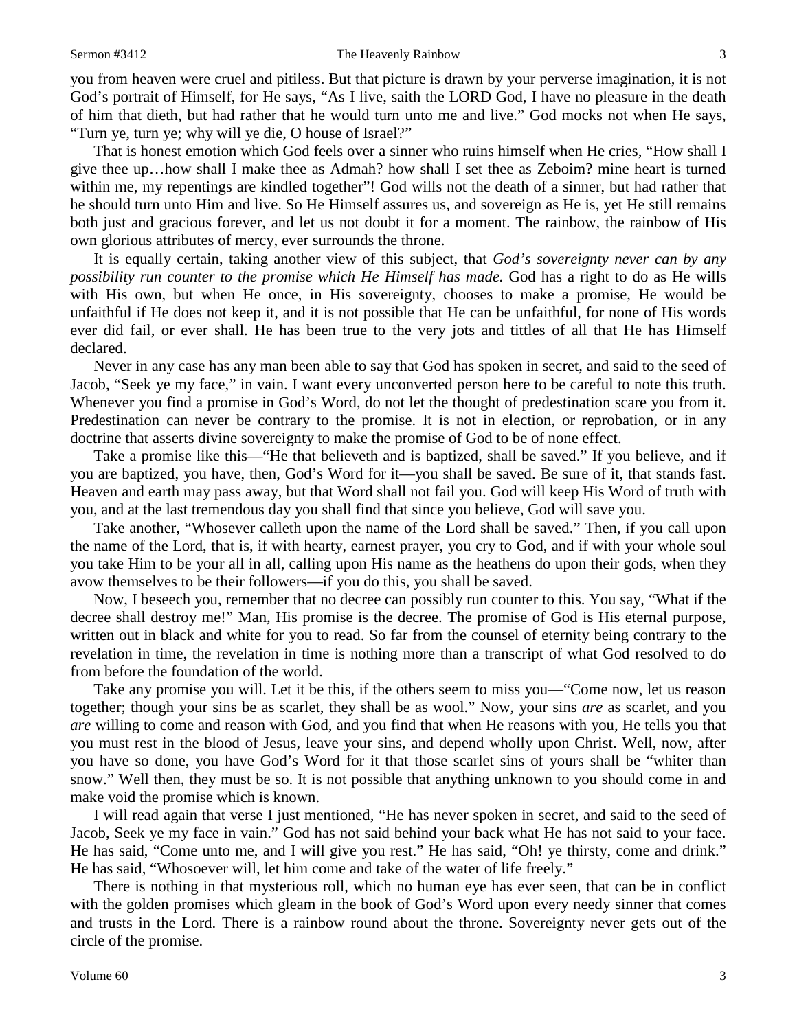you from heaven were cruel and pitiless. But that picture is drawn by your perverse imagination, it is not God's portrait of Himself, for He says, "As I live, saith the LORD God, I have no pleasure in the death of him that dieth, but had rather that he would turn unto me and live." God mocks not when He says, "Turn ye, turn ye; why will ye die, O house of Israel?"

That is honest emotion which God feels over a sinner who ruins himself when He cries, "How shall I give thee up…how shall I make thee as Admah? how shall I set thee as Zeboim? mine heart is turned within me, my repentings are kindled together"! God wills not the death of a sinner, but had rather that he should turn unto Him and live. So He Himself assures us, and sovereign as He is, yet He still remains both just and gracious forever, and let us not doubt it for a moment. The rainbow, the rainbow of His own glorious attributes of mercy, ever surrounds the throne.

It is equally certain, taking another view of this subject, that *God's sovereignty never can by any possibility run counter to the promise which He Himself has made.* God has a right to do as He wills with His own, but when He once, in His sovereignty, chooses to make a promise, He would be unfaithful if He does not keep it, and it is not possible that He can be unfaithful, for none of His words ever did fail, or ever shall. He has been true to the very jots and tittles of all that He has Himself declared.

Never in any case has any man been able to say that God has spoken in secret, and said to the seed of Jacob, "Seek ye my face," in vain. I want every unconverted person here to be careful to note this truth. Whenever you find a promise in God's Word, do not let the thought of predestination scare you from it. Predestination can never be contrary to the promise. It is not in election, or reprobation, or in any doctrine that asserts divine sovereignty to make the promise of God to be of none effect.

Take a promise like this—"He that believeth and is baptized, shall be saved." If you believe, and if you are baptized, you have, then, God's Word for it—you shall be saved. Be sure of it, that stands fast. Heaven and earth may pass away, but that Word shall not fail you. God will keep His Word of truth with you, and at the last tremendous day you shall find that since you believe, God will save you.

Take another, "Whosever calleth upon the name of the Lord shall be saved." Then, if you call upon the name of the Lord, that is, if with hearty, earnest prayer, you cry to God, and if with your whole soul you take Him to be your all in all, calling upon His name as the heathens do upon their gods, when they avow themselves to be their followers—if you do this, you shall be saved.

Now, I beseech you, remember that no decree can possibly run counter to this. You say, "What if the decree shall destroy me!" Man, His promise is the decree. The promise of God is His eternal purpose, written out in black and white for you to read. So far from the counsel of eternity being contrary to the revelation in time, the revelation in time is nothing more than a transcript of what God resolved to do from before the foundation of the world.

Take any promise you will. Let it be this, if the others seem to miss you—"Come now, let us reason together; though your sins be as scarlet, they shall be as wool." Now, your sins *are* as scarlet, and you *are* willing to come and reason with God, and you find that when He reasons with you, He tells you that you must rest in the blood of Jesus, leave your sins, and depend wholly upon Christ. Well, now, after you have so done, you have God's Word for it that those scarlet sins of yours shall be "whiter than snow." Well then, they must be so. It is not possible that anything unknown to you should come in and make void the promise which is known.

I will read again that verse I just mentioned, "He has never spoken in secret, and said to the seed of Jacob, Seek ye my face in vain." God has not said behind your back what He has not said to your face. He has said, "Come unto me, and I will give you rest." He has said, "Oh! ye thirsty, come and drink." He has said, "Whosoever will, let him come and take of the water of life freely."

There is nothing in that mysterious roll, which no human eye has ever seen, that can be in conflict with the golden promises which gleam in the book of God's Word upon every needy sinner that comes and trusts in the Lord. There is a rainbow round about the throne. Sovereignty never gets out of the circle of the promise.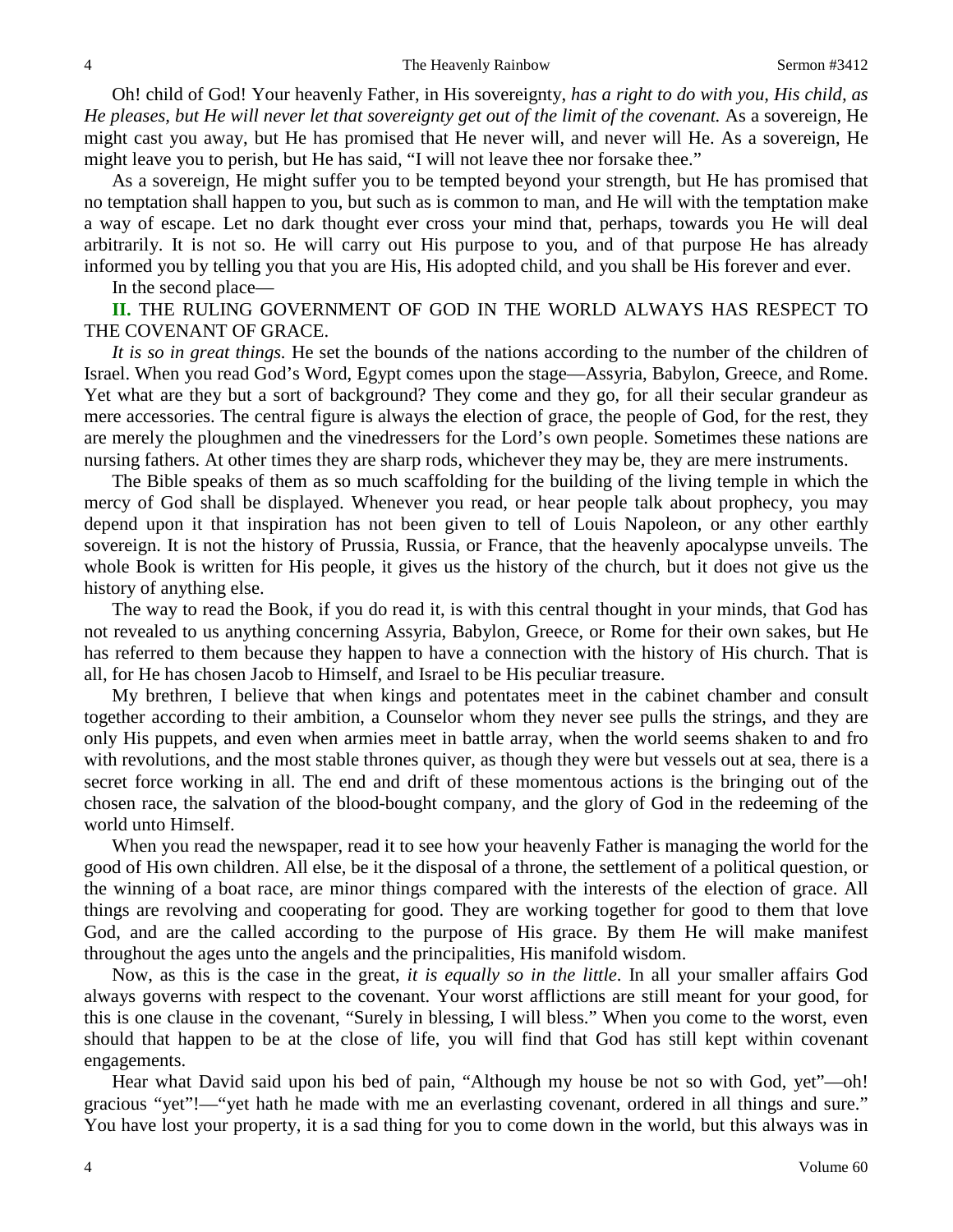Oh! child of God! Your heavenly Father, in His sovereignty, *has a right to do with you, His child, as He pleases, but He will never let that sovereignty get out of the limit of the covenant.* As a sovereign, He might cast you away, but He has promised that He never will, and never will He. As a sovereign, He might leave you to perish, but He has said, "I will not leave thee nor forsake thee."

As a sovereign, He might suffer you to be tempted beyond your strength, but He has promised that no temptation shall happen to you, but such as is common to man, and He will with the temptation make a way of escape. Let no dark thought ever cross your mind that, perhaps, towards you He will deal arbitrarily. It is not so. He will carry out His purpose to you, and of that purpose He has already informed you by telling you that you are His, His adopted child, and you shall be His forever and ever.

In the second place—

**II.** THE RULING GOVERNMENT OF GOD IN THE WORLD ALWAYS HAS RESPECT TO THE COVENANT OF GRACE.

*It is so in great things.* He set the bounds of the nations according to the number of the children of Israel. When you read God's Word, Egypt comes upon the stage—Assyria, Babylon, Greece, and Rome. Yet what are they but a sort of background? They come and they go, for all their secular grandeur as mere accessories. The central figure is always the election of grace, the people of God, for the rest, they are merely the ploughmen and the vinedressers for the Lord's own people. Sometimes these nations are nursing fathers. At other times they are sharp rods, whichever they may be, they are mere instruments.

The Bible speaks of them as so much scaffolding for the building of the living temple in which the mercy of God shall be displayed. Whenever you read, or hear people talk about prophecy, you may depend upon it that inspiration has not been given to tell of Louis Napoleon, or any other earthly sovereign. It is not the history of Prussia, Russia, or France, that the heavenly apocalypse unveils. The whole Book is written for His people, it gives us the history of the church, but it does not give us the history of anything else.

The way to read the Book, if you do read it, is with this central thought in your minds, that God has not revealed to us anything concerning Assyria, Babylon, Greece, or Rome for their own sakes, but He has referred to them because they happen to have a connection with the history of His church. That is all, for He has chosen Jacob to Himself, and Israel to be His peculiar treasure.

My brethren, I believe that when kings and potentates meet in the cabinet chamber and consult together according to their ambition, a Counselor whom they never see pulls the strings, and they are only His puppets, and even when armies meet in battle array, when the world seems shaken to and fro with revolutions, and the most stable thrones quiver, as though they were but vessels out at sea, there is a secret force working in all. The end and drift of these momentous actions is the bringing out of the chosen race, the salvation of the blood-bought company, and the glory of God in the redeeming of the world unto Himself.

When you read the newspaper, read it to see how your heavenly Father is managing the world for the good of His own children. All else, be it the disposal of a throne, the settlement of a political question, or the winning of a boat race, are minor things compared with the interests of the election of grace. All things are revolving and cooperating for good. They are working together for good to them that love God, and are the called according to the purpose of His grace. By them He will make manifest throughout the ages unto the angels and the principalities, His manifold wisdom.

Now, as this is the case in the great, *it is equally so in the little*. In all your smaller affairs God always governs with respect to the covenant. Your worst afflictions are still meant for your good, for this is one clause in the covenant, "Surely in blessing, I will bless." When you come to the worst, even should that happen to be at the close of life, you will find that God has still kept within covenant engagements.

Hear what David said upon his bed of pain, "Although my house be not so with God, yet"—oh! gracious "yet"!—"yet hath he made with me an everlasting covenant, ordered in all things and sure." You have lost your property, it is a sad thing for you to come down in the world, but this always was in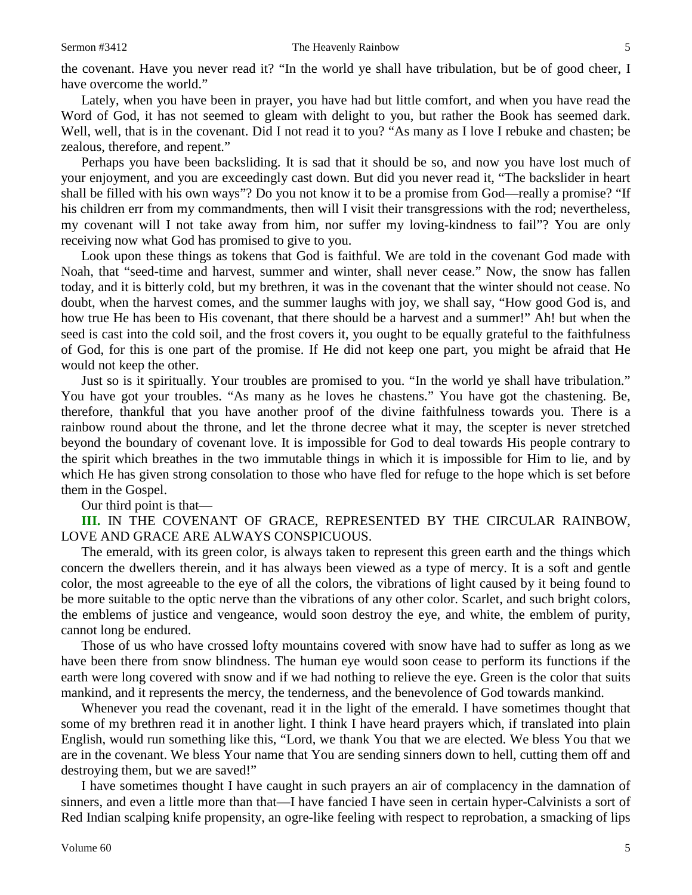the covenant. Have you never read it? "In the world ye shall have tribulation, but be of good cheer, I have overcome the world."

Lately, when you have been in prayer, you have had but little comfort, and when you have read the Word of God, it has not seemed to gleam with delight to you, but rather the Book has seemed dark. Well, well, that is in the covenant. Did I not read it to you? "As many as I love I rebuke and chasten; be zealous, therefore, and repent."

Perhaps you have been backsliding. It is sad that it should be so, and now you have lost much of your enjoyment, and you are exceedingly cast down. But did you never read it, "The backslider in heart shall be filled with his own ways"? Do you not know it to be a promise from God—really a promise? "If his children err from my commandments, then will I visit their transgressions with the rod; nevertheless, my covenant will I not take away from him, nor suffer my loving-kindness to fail"? You are only receiving now what God has promised to give to you.

Look upon these things as tokens that God is faithful. We are told in the covenant God made with Noah, that "seed-time and harvest, summer and winter, shall never cease." Now, the snow has fallen today, and it is bitterly cold, but my brethren, it was in the covenant that the winter should not cease. No doubt, when the harvest comes, and the summer laughs with joy, we shall say, "How good God is, and how true He has been to His covenant, that there should be a harvest and a summer!" Ah! but when the seed is cast into the cold soil, and the frost covers it, you ought to be equally grateful to the faithfulness of God, for this is one part of the promise. If He did not keep one part, you might be afraid that He would not keep the other.

Just so is it spiritually. Your troubles are promised to you. "In the world ye shall have tribulation." You have got your troubles. "As many as he loves he chastens." You have got the chastening. Be, therefore, thankful that you have another proof of the divine faithfulness towards you. There is a rainbow round about the throne, and let the throne decree what it may, the scepter is never stretched beyond the boundary of covenant love. It is impossible for God to deal towards His people contrary to the spirit which breathes in the two immutable things in which it is impossible for Him to lie, and by which He has given strong consolation to those who have fled for refuge to the hope which is set before them in the Gospel.

Our third point is that—

**III.** IN THE COVENANT OF GRACE, REPRESENTED BY THE CIRCULAR RAINBOW, LOVE AND GRACE ARE ALWAYS CONSPICUOUS.

The emerald, with its green color, is always taken to represent this green earth and the things which concern the dwellers therein, and it has always been viewed as a type of mercy. It is a soft and gentle color, the most agreeable to the eye of all the colors, the vibrations of light caused by it being found to be more suitable to the optic nerve than the vibrations of any other color. Scarlet, and such bright colors, the emblems of justice and vengeance, would soon destroy the eye, and white, the emblem of purity, cannot long be endured.

Those of us who have crossed lofty mountains covered with snow have had to suffer as long as we have been there from snow blindness. The human eye would soon cease to perform its functions if the earth were long covered with snow and if we had nothing to relieve the eye. Green is the color that suits mankind, and it represents the mercy, the tenderness, and the benevolence of God towards mankind.

Whenever you read the covenant, read it in the light of the emerald. I have sometimes thought that some of my brethren read it in another light. I think I have heard prayers which, if translated into plain English, would run something like this, "Lord, we thank You that we are elected. We bless You that we are in the covenant. We bless Your name that You are sending sinners down to hell, cutting them off and destroying them, but we are saved!"

I have sometimes thought I have caught in such prayers an air of complacency in the damnation of sinners, and even a little more than that—I have fancied I have seen in certain hyper-Calvinists a sort of Red Indian scalping knife propensity, an ogre-like feeling with respect to reprobation, a smacking of lips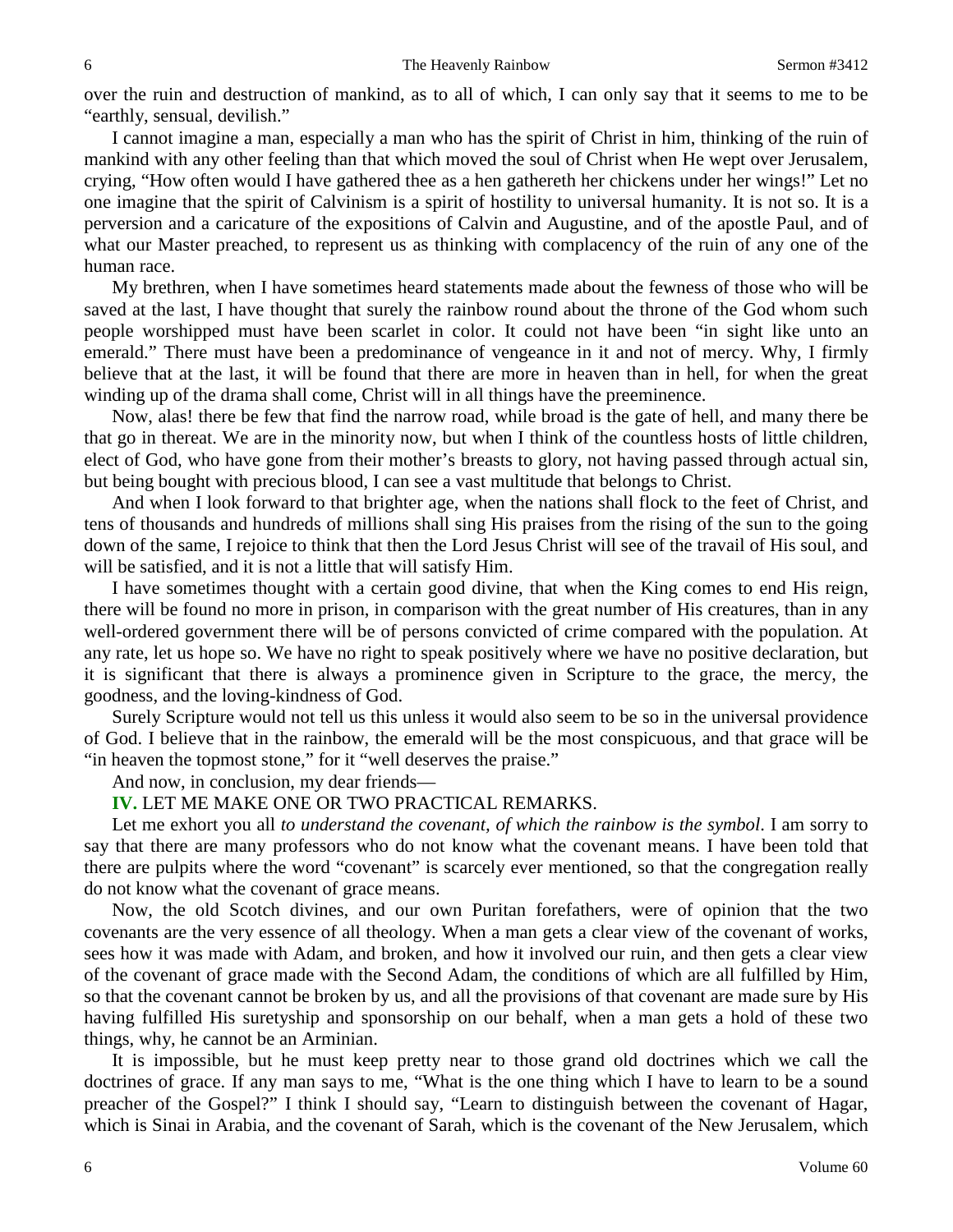over the ruin and destruction of mankind, as to all of which, I can only say that it seems to me to be "earthly, sensual, devilish."

I cannot imagine a man, especially a man who has the spirit of Christ in him, thinking of the ruin of mankind with any other feeling than that which moved the soul of Christ when He wept over Jerusalem, crying, "How often would I have gathered thee as a hen gathereth her chickens under her wings!" Let no one imagine that the spirit of Calvinism is a spirit of hostility to universal humanity. It is not so. It is a perversion and a caricature of the expositions of Calvin and Augustine, and of the apostle Paul, and of what our Master preached, to represent us as thinking with complacency of the ruin of any one of the human race.

My brethren, when I have sometimes heard statements made about the fewness of those who will be saved at the last, I have thought that surely the rainbow round about the throne of the God whom such people worshipped must have been scarlet in color. It could not have been "in sight like unto an emerald." There must have been a predominance of vengeance in it and not of mercy. Why, I firmly believe that at the last, it will be found that there are more in heaven than in hell, for when the great winding up of the drama shall come, Christ will in all things have the preeminence.

Now, alas! there be few that find the narrow road, while broad is the gate of hell, and many there be that go in thereat. We are in the minority now, but when I think of the countless hosts of little children, elect of God, who have gone from their mother's breasts to glory, not having passed through actual sin, but being bought with precious blood, I can see a vast multitude that belongs to Christ.

And when I look forward to that brighter age, when the nations shall flock to the feet of Christ, and tens of thousands and hundreds of millions shall sing His praises from the rising of the sun to the going down of the same, I rejoice to think that then the Lord Jesus Christ will see of the travail of His soul, and will be satisfied, and it is not a little that will satisfy Him.

I have sometimes thought with a certain good divine, that when the King comes to end His reign, there will be found no more in prison, in comparison with the great number of His creatures, than in any well-ordered government there will be of persons convicted of crime compared with the population. At any rate, let us hope so. We have no right to speak positively where we have no positive declaration, but it is significant that there is always a prominence given in Scripture to the grace, the mercy, the goodness, and the loving-kindness of God.

Surely Scripture would not tell us this unless it would also seem to be so in the universal providence of God. I believe that in the rainbow, the emerald will be the most conspicuous, and that grace will be "in heaven the topmost stone," for it "well deserves the praise."

And now, in conclusion, my dear friends—

**IV.** LET ME MAKE ONE OR TWO PRACTICAL REMARKS.

Let me exhort you all *to understand the covenant, of which the rainbow is the symbol*. I am sorry to say that there are many professors who do not know what the covenant means. I have been told that there are pulpits where the word "covenant" is scarcely ever mentioned, so that the congregation really do not know what the covenant of grace means.

Now, the old Scotch divines, and our own Puritan forefathers, were of opinion that the two covenants are the very essence of all theology. When a man gets a clear view of the covenant of works, sees how it was made with Adam, and broken, and how it involved our ruin, and then gets a clear view of the covenant of grace made with the Second Adam, the conditions of which are all fulfilled by Him, so that the covenant cannot be broken by us, and all the provisions of that covenant are made sure by His having fulfilled His suretyship and sponsorship on our behalf, when a man gets a hold of these two things, why, he cannot be an Arminian.

It is impossible, but he must keep pretty near to those grand old doctrines which we call the doctrines of grace. If any man says to me, "What is the one thing which I have to learn to be a sound preacher of the Gospel?" I think I should say, "Learn to distinguish between the covenant of Hagar, which is Sinai in Arabia, and the covenant of Sarah, which is the covenant of the New Jerusalem, which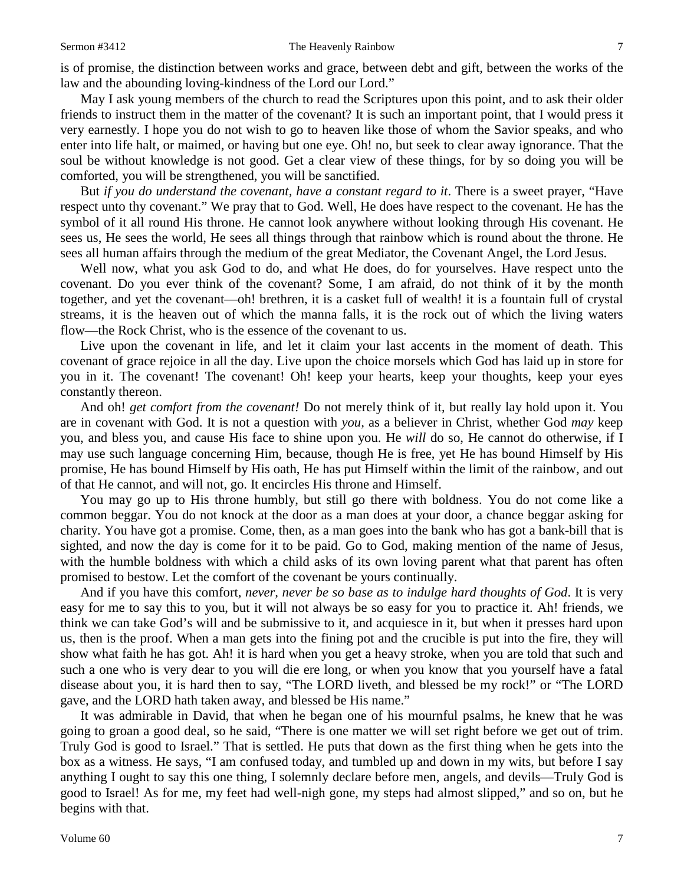is of promise, the distinction between works and grace, between debt and gift, between the works of the law and the abounding loving-kindness of the Lord our Lord."

May I ask young members of the church to read the Scriptures upon this point, and to ask their older friends to instruct them in the matter of the covenant? It is such an important point, that I would press it very earnestly. I hope you do not wish to go to heaven like those of whom the Savior speaks, and who enter into life halt, or maimed, or having but one eye. Oh! no, but seek to clear away ignorance. That the soul be without knowledge is not good. Get a clear view of these things, for by so doing you will be comforted, you will be strengthened, you will be sanctified.

But *if you do understand the covenant, have a constant regard to it*. There is a sweet prayer, "Have respect unto thy covenant." We pray that to God. Well, He does have respect to the covenant. He has the symbol of it all round His throne. He cannot look anywhere without looking through His covenant. He sees us, He sees the world, He sees all things through that rainbow which is round about the throne. He sees all human affairs through the medium of the great Mediator, the Covenant Angel, the Lord Jesus.

Well now, what you ask God to do, and what He does, do for yourselves. Have respect unto the covenant. Do you ever think of the covenant? Some, I am afraid, do not think of it by the month together, and yet the covenant—oh! brethren, it is a casket full of wealth! it is a fountain full of crystal streams, it is the heaven out of which the manna falls, it is the rock out of which the living waters flow—the Rock Christ, who is the essence of the covenant to us.

Live upon the covenant in life, and let it claim your last accents in the moment of death. This covenant of grace rejoice in all the day. Live upon the choice morsels which God has laid up in store for you in it. The covenant! The covenant! Oh! keep your hearts, keep your thoughts, keep your eyes constantly thereon.

And oh! *get comfort from the covenant!* Do not merely think of it, but really lay hold upon it. You are in covenant with God. It is not a question with *you,* as a believer in Christ, whether God *may* keep you, and bless you, and cause His face to shine upon you. He *will* do so, He cannot do otherwise, if I may use such language concerning Him, because, though He is free, yet He has bound Himself by His promise, He has bound Himself by His oath, He has put Himself within the limit of the rainbow, and out of that He cannot, and will not, go. It encircles His throne and Himself.

You may go up to His throne humbly, but still go there with boldness. You do not come like a common beggar. You do not knock at the door as a man does at your door, a chance beggar asking for charity. You have got a promise. Come, then, as a man goes into the bank who has got a bank-bill that is sighted, and now the day is come for it to be paid. Go to God, making mention of the name of Jesus, with the humble boldness with which a child asks of its own loving parent what that parent has often promised to bestow. Let the comfort of the covenant be yours continually.

And if you have this comfort, *never, never be so base as to indulge hard thoughts of God*. It is very easy for me to say this to you, but it will not always be so easy for you to practice it. Ah! friends, we think we can take God's will and be submissive to it, and acquiesce in it, but when it presses hard upon us, then is the proof. When a man gets into the fining pot and the crucible is put into the fire, they will show what faith he has got. Ah! it is hard when you get a heavy stroke, when you are told that such and such a one who is very dear to you will die ere long, or when you know that you yourself have a fatal disease about you, it is hard then to say, "The LORD liveth, and blessed be my rock!" or "The LORD gave, and the LORD hath taken away, and blessed be His name."

It was admirable in David, that when he began one of his mournful psalms, he knew that he was going to groan a good deal, so he said, "There is one matter we will set right before we get out of trim. Truly God is good to Israel." That is settled. He puts that down as the first thing when he gets into the box as a witness. He says, "I am confused today, and tumbled up and down in my wits, but before I say anything I ought to say this one thing, I solemnly declare before men, angels, and devils—Truly God is good to Israel! As for me, my feet had well-nigh gone, my steps had almost slipped," and so on, but he begins with that.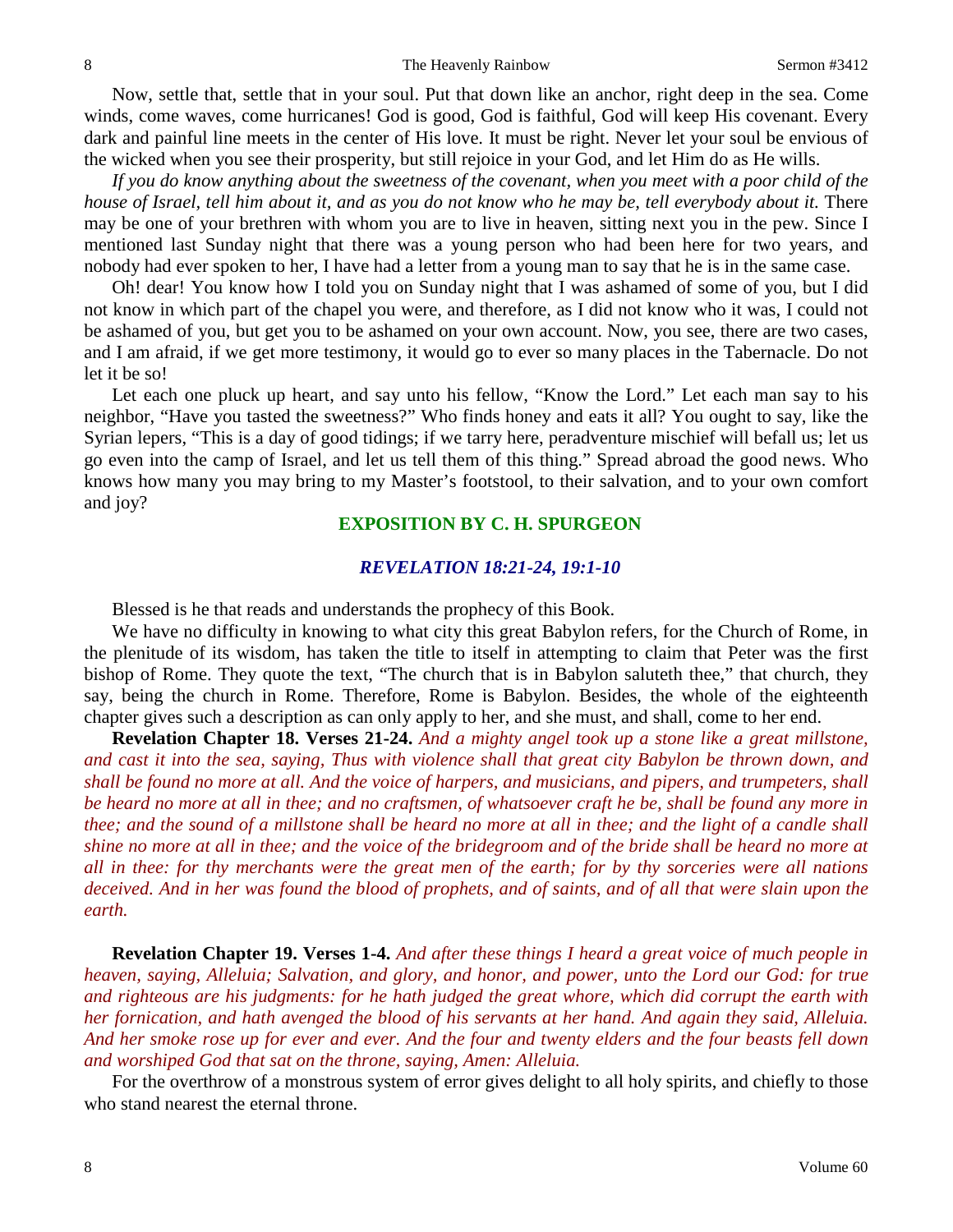Now, settle that, settle that in your soul. Put that down like an anchor, right deep in the sea. Come winds, come waves, come hurricanes! God is good, God is faithful, God will keep His covenant. Every dark and painful line meets in the center of His love. It must be right. Never let your soul be envious of the wicked when you see their prosperity, but still rejoice in your God, and let Him do as He wills.

*If you do know anything about the sweetness of the covenant, when you meet with a poor child of the house of Israel, tell him about it, and as you do not know who he may be, tell everybody about it.* There may be one of your brethren with whom you are to live in heaven, sitting next you in the pew. Since I mentioned last Sunday night that there was a young person who had been here for two years, and nobody had ever spoken to her, I have had a letter from a young man to say that he is in the same case.

Oh! dear! You know how I told you on Sunday night that I was ashamed of some of you, but I did not know in which part of the chapel you were, and therefore, as I did not know who it was, I could not be ashamed of you, but get you to be ashamed on your own account. Now, you see, there are two cases, and I am afraid, if we get more testimony, it would go to ever so many places in the Tabernacle. Do not let it be so!

Let each one pluck up heart, and say unto his fellow, "Know the Lord." Let each man say to his neighbor, "Have you tasted the sweetness?" Who finds honey and eats it all? You ought to say, like the Syrian lepers, "This is a day of good tidings; if we tarry here, peradventure mischief will befall us; let us go even into the camp of Israel, and let us tell them of this thing." Spread abroad the good news. Who knows how many you may bring to my Master's footstool, to their salvation, and to your own comfort and joy?

## EXPOSITION BY C. H. SPURGEON

### *REVELATION 18:21-24, 19:1-10*

Blessed is he that reads and understands the prophecy of this Book.

We have no difficulty in knowing to what city this great Babylon refers, for the Church of Rome, in the plenitude of its wisdom, has taken the title to itself in attempting to claim that Peter was the first bishop of Rome. They quote the text, "The church that is in Babylon saluteth thee," that church, they say, being the church in Rome. Therefore, Rome is Babylon. Besides, the whole of the eighteenth chapter gives such a description as can only apply to her, and she must, and shall, come to her end.

**Revelation Chapter 18. Verses 21-24.** *And a mighty angel took up a stone like a great millstone, and cast it into the sea, saying, Thus with violence shall that great city Babylon be thrown down, and shall be found no more at all. And the voice of harpers, and musicians, and pipers, and trumpeters, shall be heard no more at all in thee; and no craftsmen, of whatsoever craft he be, shall be found any more in thee; and the sound of a millstone shall be heard no more at all in thee; and the light of a candle shall shine no more at all in thee; and the voice of the bridegroom and of the bride shall be heard no more at all in thee: for thy merchants were the great men of the earth; for by thy sorceries were all nations deceived. And in her was found the blood of prophets, and of saints, and of all that were slain upon the earth.*

**Revelation Chapter 19. Verses 1-4.** *And after these things I heard a great voice of much people in heaven, saying, Alleluia; Salvation, and glory, and honor, and power, unto the Lord our God: for true and righteous are his judgments: for he hath judged the great whore, which did corrupt the earth with her fornication, and hath avenged the blood of his servants at her hand. And again they said, Alleluia. And her smoke rose up for ever and ever. And the four and twenty elders and the four beasts fell down and worshiped God that sat on the throne, saying, Amen: Alleluia.*

For the overthrow of a monstrous system of error gives delight to all holy spirits, and chiefly to those who stand nearest the eternal throne.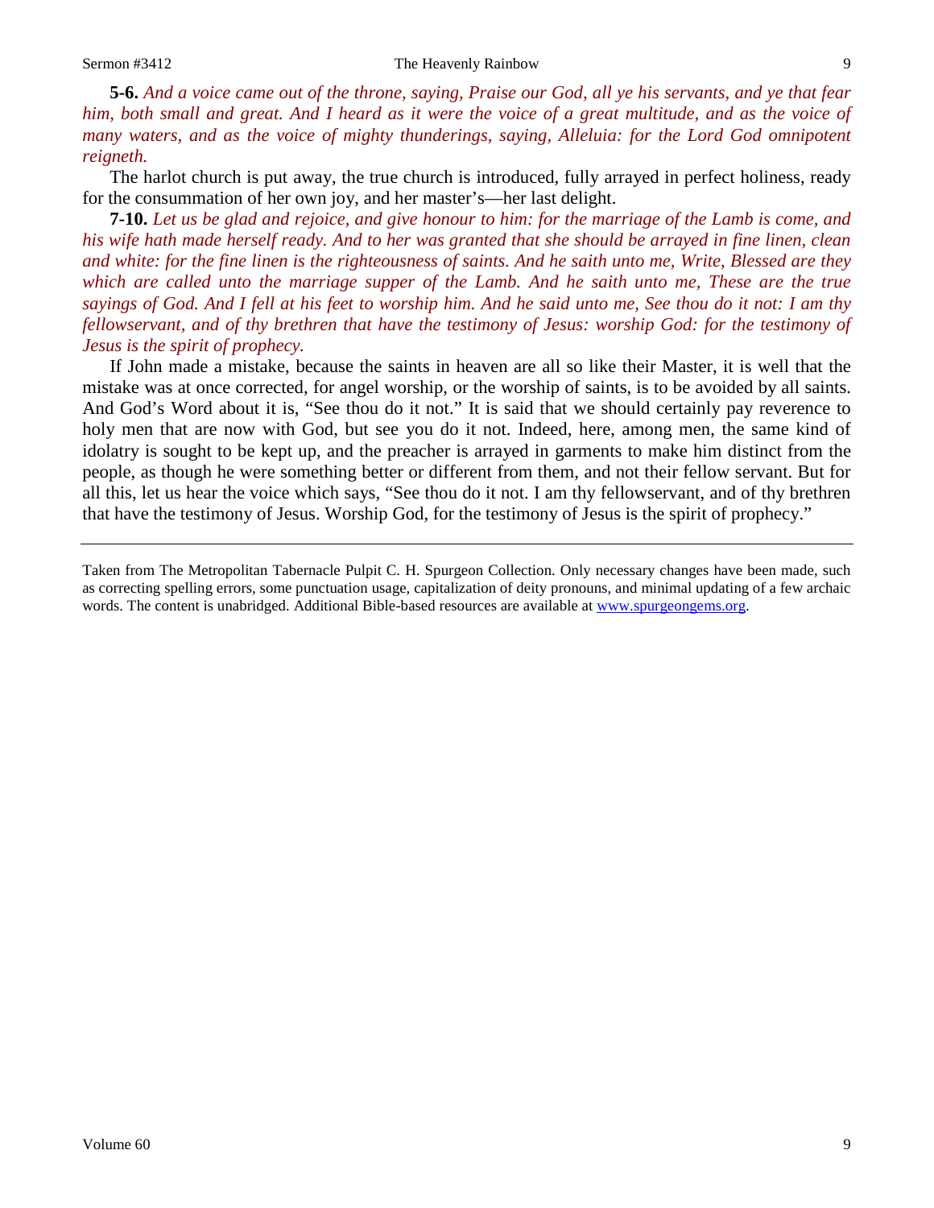**5-6.** *And a voice came out of the throne, saying, Praise our God, all ye his servants, and ye that fear him, both small and great. And I heard as it were the voice of a great multitude, and as the voice of many waters, and as the voice of mighty thunderings, saying, Alleluia: for the Lord God omnipotent reigneth.*

The harlot church is put away, the true church is introduced, fully arrayed in perfect holiness, ready for the consummation of her own joy, and her master's—her last delight.

**7-10.** *Let us be glad and rejoice, and give honour to him: for the marriage of the Lamb is come, and his wife hath made herself ready. And to her was granted that she should be arrayed in fine linen, clean and white: for the fine linen is the righteousness of saints. And he saith unto me, Write, Blessed are they which are called unto the marriage supper of the Lamb. And he saith unto me, These are the true sayings of God. And I fell at his feet to worship him. And he said unto me, See thou do it not: I am thy fellowservant, and of thy brethren that have the testimony of Jesus: worship God: for the testimony of Jesus is the spirit of prophecy.*

If John made a mistake, because the saints in heaven are all so like their Master, it is well that the mistake was at once corrected, for angel worship, or the worship of saints, is to be avoided by all saints. And God's Word about it is, "See thou do it not." It is said that we should certainly pay reverence to holy men that are now with God, but see you do it not. Indeed, here, among men, the same kind of idolatry is sought to be kept up, and the preacher is arrayed in garments to make him distinct from the people, as though he were something better or different from them, and not their fellow servant. But for all this, let us hear the voice which says, "See thou do it not. I am thy fellowservant, and of thy brethren that have the testimony of Jesus. Worship God, for the testimony of Jesus is the spirit of prophecy."

---

Taken from The Metropolitan Tabernacle Pulpit C. H. Spurgeon Collection. Only necessary changes have been made, such as correcting spelling errors, some punctuation usage, capitalization of deity pronouns, and minimal updating of a few archaic words. The content is unabridged. Additional Bible-based resources are available at www.spurgeongems.org.